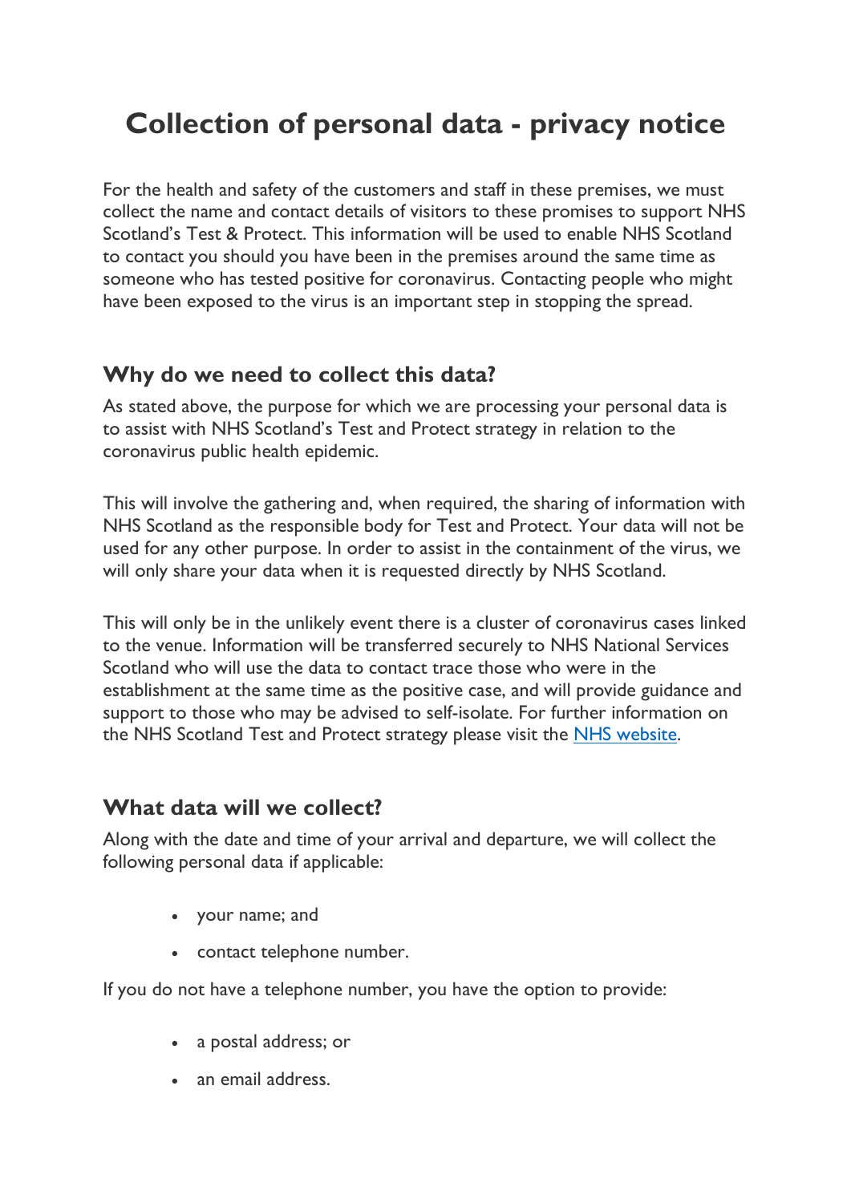# Collection of personal data - privacy notice

For the health and safety of the customers and staff in these premises, we must collect the name and contact details of visitors to these promises to support NHS Scotland's Test & Protect. This information will be used to enable NHS Scotland to contact you should you have been in the premises around the same time as someone who has tested positive for coronavirus. Contacting people who might have been exposed to the virus is an important step in stopping the spread.

## Why do we need to collect this data?

As stated above, the purpose for which we are processing your personal data is to assist with NHS Scotland's Test and Protect strategy in relation to the coronavirus public health epidemic.

This will involve the gathering and, when required, the sharing of information with NHS Scotland as the responsible body for Test and Protect. Your data will not be used for any other purpose. In order to assist in the containment of the virus, we will only share your data when it is requested directly by NHS Scotland.

This will only be in the unlikely event there is a cluster of coronavirus cases linked to the venue. Information will be transferred securely to NHS National Services Scotland who will use the data to contact trace those who were in the establishment at the same time as the positive case, and will provide guidance and support to those who may be advised to self-isolate. For further information on the NHS Scotland Test and Protect strategy please visit the NHS website.

## What data will we collect?

Along with the date and time of your arrival and departure, we will collect the following personal data if applicable:

- your name; and
- contact telephone number.

If you do not have a telephone number, you have the option to provide:

- a postal address; or
- an email address.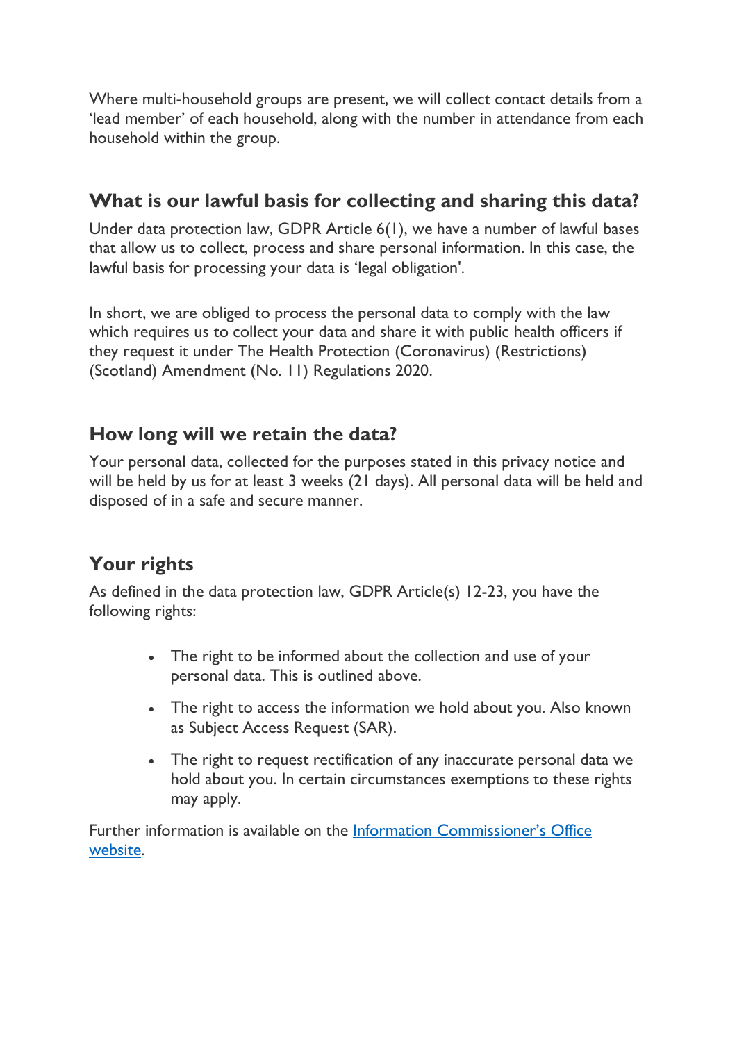Where multi-household groups are present, we will collect contact details from a 'lead member' of each household, along with the number in attendance from each household within the group.

## What is our lawful basis for collecting and sharing this data?

Under data protection law, GDPR Article 6(1), we have a number of lawful bases that allow us to collect, process and share personal information. In this case, the lawful basis for processing your data is 'legal obligation'.

In short, we are obliged to process the personal data to comply with the law which requires us to collect your data and share it with public health officers if they request it under The Health Protection (Coronavirus) (Restrictions) (Scotland) Amendment (No. 11) Regulations 2020.

## How long will we retain the data?

Your personal data, collected for the purposes stated in this privacy notice and will be held by us for at least 3 weeks (21 days). All personal data will be held and disposed of in a safe and secure manner.

## Your rights

As defined in the data protection law, GDPR Article(s) 12-23, you have the following rights:

- The right to be informed about the collection and use of your personal data. This is outlined above.
- The right to access the information we hold about you. Also known as Subject Access Request (SAR).
- The right to request rectification of any inaccurate personal data we hold about you. In certain circumstances exemptions to these rights may apply.

Further information is available on the [Information Commissioner's Office website](#).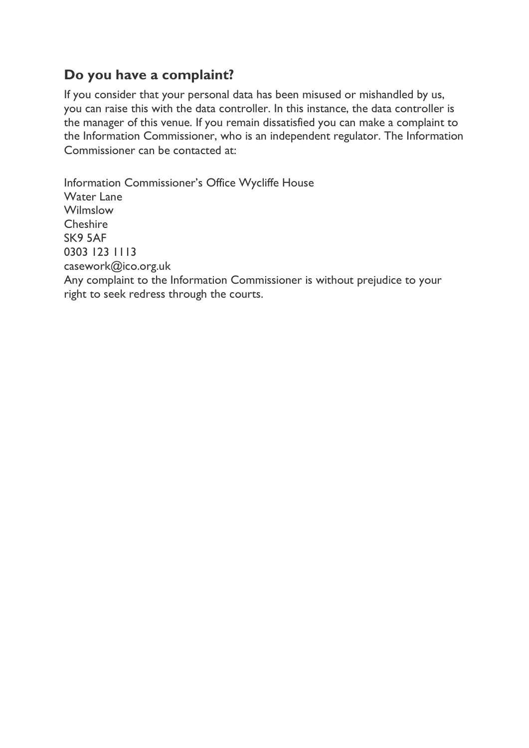## Do you have a complaint?

If you consider that your personal data has been misused or mishandled by us, you can raise this with the data controller. In this instance, the data controller is the manager of this venue. If you remain dissatisfied you can make a complaint to the Information Commissioner, who is an independent regulator. The Information Commissioner can be contacted at:

Information Commissioner's Office Wycliffe House
Water Lane
Wilmslow
Cheshire
SK9 5AF
0303 123 1113
casework@ico.org.uk
Any complaint to the Information Commissioner is without prejudice to your right to seek redress through the courts.